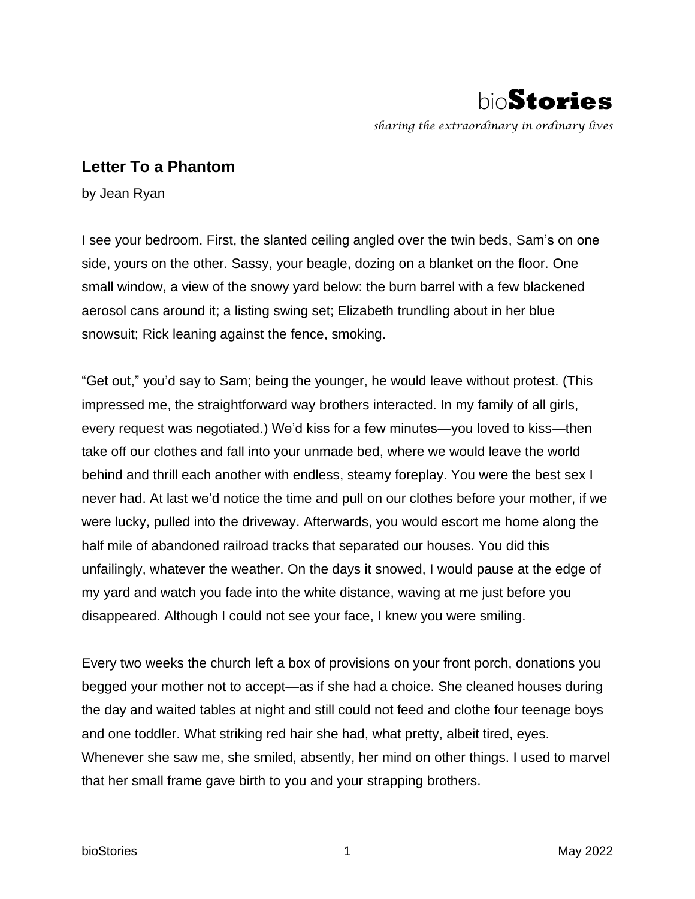# Letter To a Phantom

by Jean Ryan

I see your bedroom. First, the slanted ceiling angled over the twin beds, Sam's on one side, yours on the other. Sassy, your beagle, dozing on a blanket on the floor. One small window, a view of the snowy yard below: the burn barrel with a few blackened aerosol cans around it; a listing swing set; Elizabeth trundling about in her blue snowsuit; Rick leaning against the fence, smoking.

"Get out," you'd say to Sam; being the younger, he would leave without protest. (This impressed me, the straightforward way brothers interacted. In my family of all girls, every request was negotiated.) We'd kiss for a few minutes—you loved to kiss—then take off our clothes and fall into your unmade bed, where we would leave the world behind and thrill each another with endless, steamy foreplay. You were the best sex I never had. At last we'd notice the time and pull on our clothes before your mother, if we were lucky, pulled into the driveway. Afterwards, you would escort me home along the half mile of abandoned railroad tracks that separated our houses. You did this unfailingly, whatever the weather. On the days it snowed, I would pause at the edge of my yard and watch you fade into the white distance, waving at me just before you disappeared. Although I could not see your face, I knew you were smiling.

Every two weeks the church left a box of provisions on your front porch, donations you begged your mother not to accept—as if she had a choice. She cleaned houses during the day and waited tables at night and still could not feed and clothe four teenage boys and one toddler. What striking red hair she had, what pretty, albeit tired, eyes. Whenever she saw me, she smiled, absently, her mind on other things. I used to marvel that her small frame gave birth to you and your strapping brothers.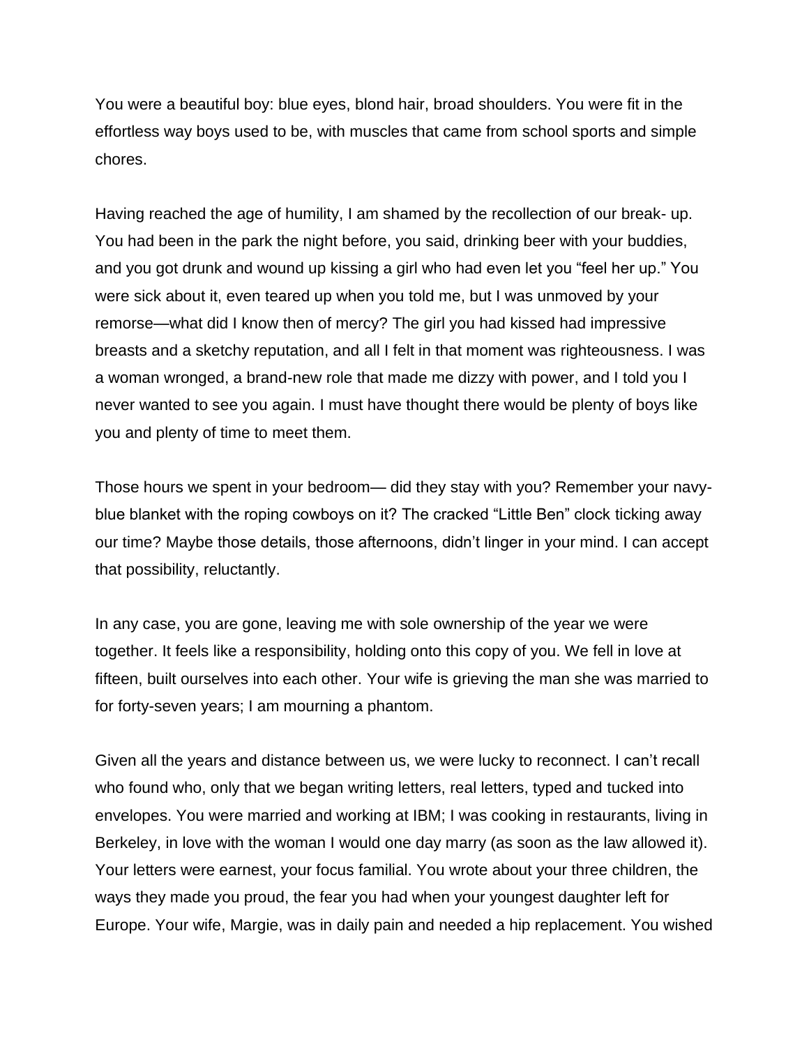You were a beautiful boy: blue eyes, blond hair, broad shoulders. You were fit in the effortless way boys used to be, with muscles that came from school sports and simple chores.

Having reached the age of humility, I am shamed by the recollection of our break- up. You had been in the park the night before, you said, drinking beer with your buddies, and you got drunk and wound up kissing a girl who had even let you "feel her up." You were sick about it, even teared up when you told me, but I was unmoved by your remorse—what did I know then of mercy? The girl you had kissed had impressive breasts and a sketchy reputation, and all I felt in that moment was righteousness. I was a woman wronged, a brand-new role that made me dizzy with power, and I told you I never wanted to see you again. I must have thought there would be plenty of boys like you and plenty of time to meet them.

Those hours we spent in your bedroom— did they stay with you? Remember your navy-blue blanket with the roping cowboys on it? The cracked "Little Ben" clock ticking away our time? Maybe those details, those afternoons, didn't linger in your mind. I can accept that possibility, reluctantly.

In any case, you are gone, leaving me with sole ownership of the year we were together. It feels like a responsibility, holding onto this copy of you. We fell in love at fifteen, built ourselves into each other. Your wife is grieving the man she was married to for forty-seven years; I am mourning a phantom.

Given all the years and distance between us, we were lucky to reconnect. I can't recall who found who, only that we began writing letters, real letters, typed and tucked into envelopes. You were married and working at IBM; I was cooking in restaurants, living in Berkeley, in love with the woman I would one day marry (as soon as the law allowed it). Your letters were earnest, your focus familial. You wrote about your three children, the ways they made you proud, the fear you had when your youngest daughter left for Europe. Your wife, Margie, was in daily pain and needed a hip replacement. You wished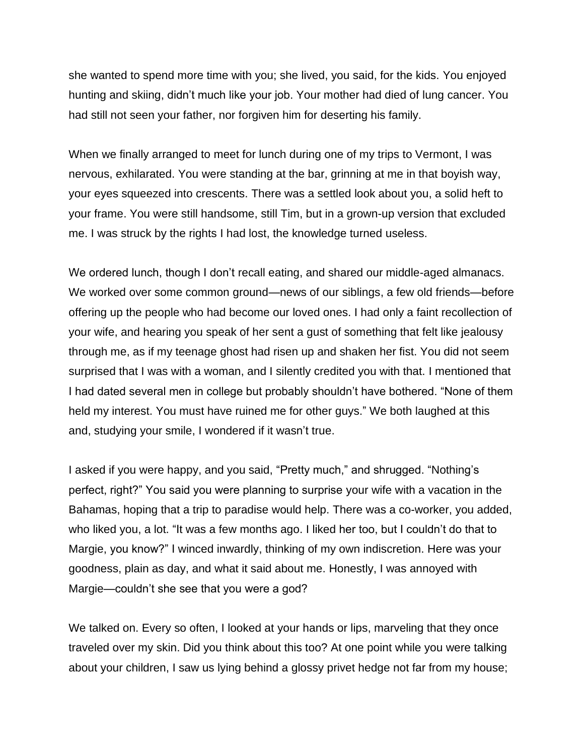she wanted to spend more time with you; she lived, you said, for the kids. You enjoyed hunting and skiing, didn't much like your job. Your mother had died of lung cancer. You had still not seen your father, nor forgiven him for deserting his family.

When we finally arranged to meet for lunch during one of my trips to Vermont, I was nervous, exhilarated. You were standing at the bar, grinning at me in that boyish way, your eyes squeezed into crescents. There was a settled look about you, a solid heft to your frame. You were still handsome, still Tim, but in a grown-up version that excluded me. I was struck by the rights I had lost, the knowledge turned useless.

We ordered lunch, though I don't recall eating, and shared our middle-aged almanacs. We worked over some common ground—news of our siblings, a few old friends—before offering up the people who had become our loved ones. I had only a faint recollection of your wife, and hearing you speak of her sent a gust of something that felt like jealousy through me, as if my teenage ghost had risen up and shaken her fist. You did not seem surprised that I was with a woman, and I silently credited you with that. I mentioned that I had dated several men in college but probably shouldn't have bothered. "None of them held my interest. You must have ruined me for other guys." We both laughed at this and, studying your smile, I wondered if it wasn't true.

I asked if you were happy, and you said, "Pretty much," and shrugged. "Nothing's perfect, right?" You said you were planning to surprise your wife with a vacation in the Bahamas, hoping that a trip to paradise would help. There was a co-worker, you added, who liked you, a lot. "It was a few months ago. I liked her too, but I couldn't do that to Margie, you know?" I winced inwardly, thinking of my own indiscretion. Here was your goodness, plain as day, and what it said about me. Honestly, I was annoyed with Margie—couldn't she see that you were a god?

We talked on. Every so often, I looked at your hands or lips, marveling that they once traveled over my skin. Did you think about this too? At one point while you were talking about your children, I saw us lying behind a glossy privet hedge not far from my house;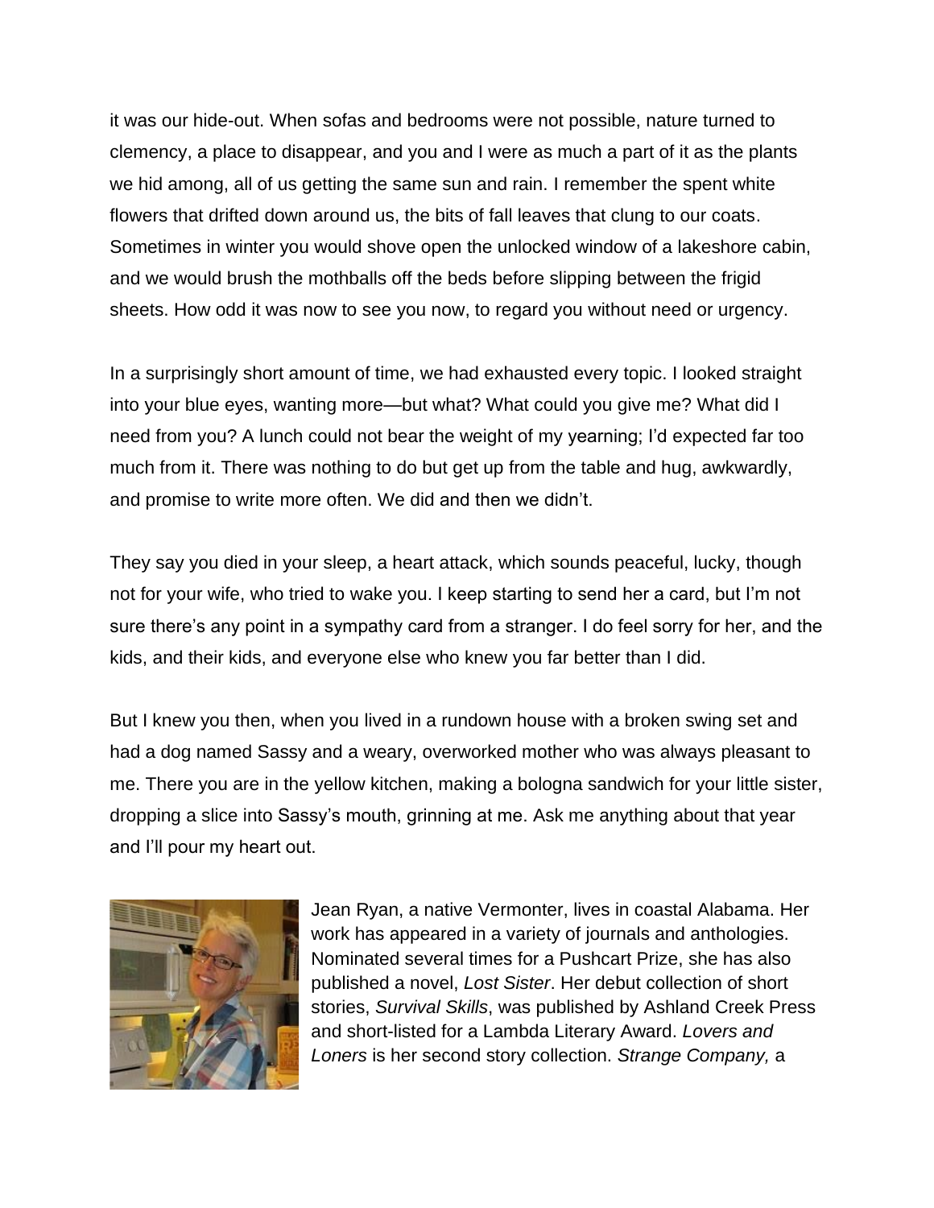it was our hide-out. When sofas and bedrooms were not possible, nature turned to clemency, a place to disappear, and you and I were as much a part of it as the plants we hid among, all of us getting the same sun and rain. I remember the spent white flowers that drifted down around us, the bits of fall leaves that clung to our coats. Sometimes in winter you would shove open the unlocked window of a lakeshore cabin, and we would brush the mothballs off the beds before slipping between the frigid sheets. How odd it was now to see you now, to regard you without need or urgency.

In a surprisingly short amount of time, we had exhausted every topic. I looked straight into your blue eyes, wanting more—but what? What could you give me? What did I need from you? A lunch could not bear the weight of my yearning; I'd expected far too much from it. There was nothing to do but get up from the table and hug, awkwardly, and promise to write more often. We did and then we didn't.

They say you died in your sleep, a heart attack, which sounds peaceful, lucky, though not for your wife, who tried to wake you. I keep starting to send her a card, but I'm not sure there's any point in a sympathy card from a stranger. I do feel sorry for her, and the kids, and their kids, and everyone else who knew you far better than I did.

But I knew you then, when you lived in a rundown house with a broken swing set and had a dog named Sassy and a weary, overworked mother who was always pleasant to me. There you are in the yellow kitchen, making a bologna sandwich for your little sister, dropping a slice into Sassy's mouth, grinning at me. Ask me anything about that year and I'll pour my heart out.

Jean Ryan, a native Vermonter, lives in coastal Alabama. Her work has appeared in a variety of journals and anthologies. Nominated several times for a Pushcart Prize, she has also published a novel, *Lost Sister*. Her debut collection of short stories, *Survival Skills*, was published by Ashland Creek Press and short-listed for a Lambda Literary Award. *Lovers and Loners* is her second story collection. *Strange Company,* a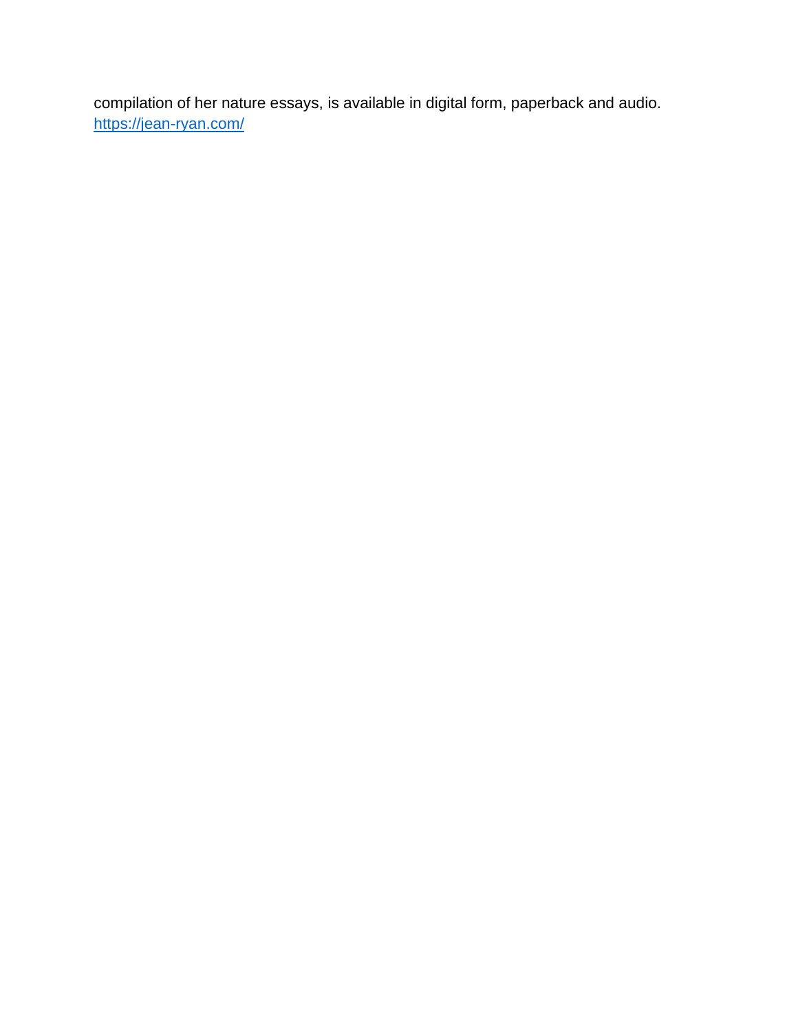compilation of her nature essays, is available in digital form, paperback and audio.
https://jean-ryan.com/